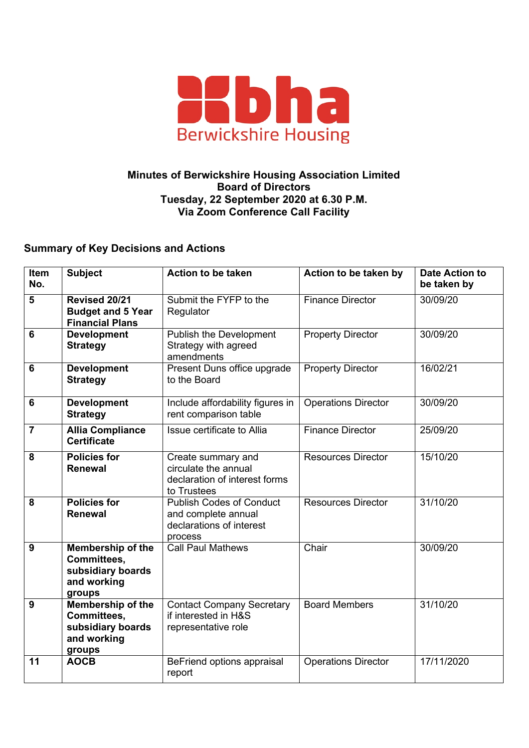bha
Berwickshire Housing

**Minutes of Berwickshire Housing Association Limited**
**Board of Directors**
**Tuesday, 22 September 2020 at 6.30 P.M.**
**Via Zoom Conference Call Facility**

## Summary of Key Decisions and Actions

| Item No. | Subject | Action to be taken | Action to be taken by | Date Action to be taken by |
|---|---|---|---|---|
| **5** | **Revised 20/21 Budget and 5 Year Financial Plans** | Submit the FYFP to the Regulator | Finance Director | 30/09/20 |
| **6** | **Development Strategy** | Publish the Development Strategy with agreed amendments | Property Director | 30/09/20 |
| **6** | **Development Strategy** | Present Duns office upgrade to the Board | Property Director | 16/02/21 |
| **6** | **Development Strategy** | Include affordability figures in rent comparison table | Operations Director | 30/09/20 |
| **7** | **Allia Compliance Certificate** | Issue certificate to Allia | Finance Director | 25/09/20 |
| **8** | **Policies for Renewal** | Create summary and circulate the annual declaration of interest forms to Trustees | Resources Director | 15/10/20 |
| **8** | **Policies for Renewal** | Publish Codes of Conduct and complete annual declarations of interest process | Resources Director | 31/10/20 |
| **9** | **Membership of the Committees, subsidiary boards and working groups** | Call Paul Mathews | Chair | 30/09/20 |
| **9** | **Membership of the Committees, subsidiary boards and working groups** | Contact Company Secretary if interested in H&S representative role | Board Members | 31/10/20 |
| **11** | **AOCB** | BeFriend options appraisal report | Operations Director | 17/11/2020 |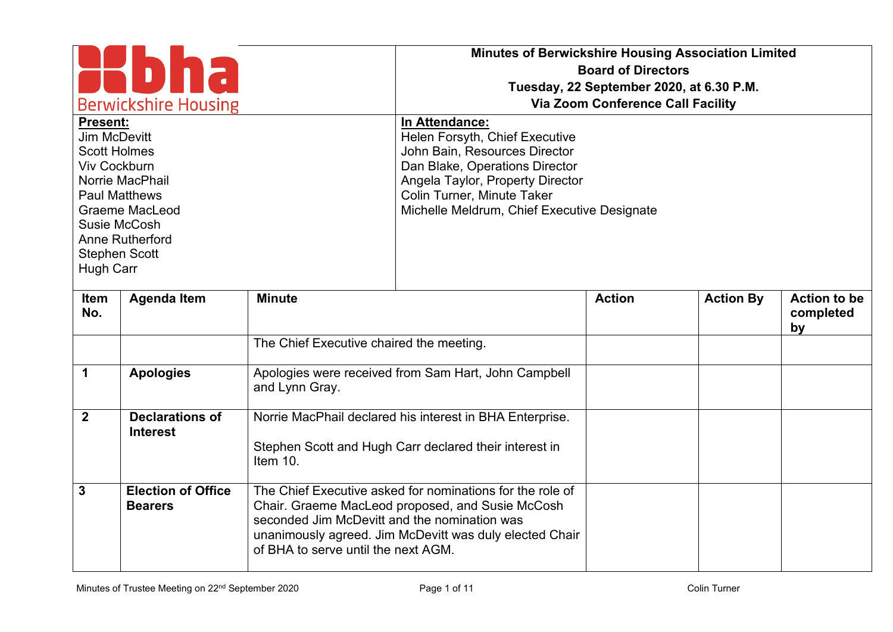**Berwickshire Housing**

**Minutes of Berwickshire Housing Association Limited**
**Board of Directors**
**Tuesday, 22 September 2020, at 6.30 P.M.**
**Via Zoom Conference Call Facility**

| **Present:** | **In Attendance:** |
|---|---|
| Jim McDevitt<br>Scott Holmes<br>Viv Cockburn<br>Norrie MacPhail<br>Paul Matthews<br>Graeme MacLeod<br>Susie McCosh<br>Anne Rutherford<br>Stephen Scott<br>Hugh Carr | Helen Forsyth, Chief Executive<br>John Bain, Resources Director<br>Dan Blake, Operations Director<br>Angela Taylor, Property Director<br>Colin Turner, Minute Taker<br>Michelle Meldrum, Chief Executive Designate |

| Item No. | Agenda Item | Minute | Action | Action By | Action to be completed by |
|---|---|---|---|---|---|
| | | The Chief Executive chaired the meeting. | | | |
| 1 | **Apologies** | Apologies were received from Sam Hart, John Campbell and Lynn Gray. | | | |
| 2 | **Declarations of Interest** | Norrie MacPhail declared his interest in BHA Enterprise.<br><br>Stephen Scott and Hugh Carr declared their interest in Item 10. | | | |
| 3 | **Election of Office Bearers** | The Chief Executive asked for nominations for the role of Chair. Graeme MacLeod proposed, and Susie McCosh seconded Jim McDevitt and the nomination was unanimously agreed. Jim McDevitt was duly elected Chair of BHA to serve until the next AGM. | | | |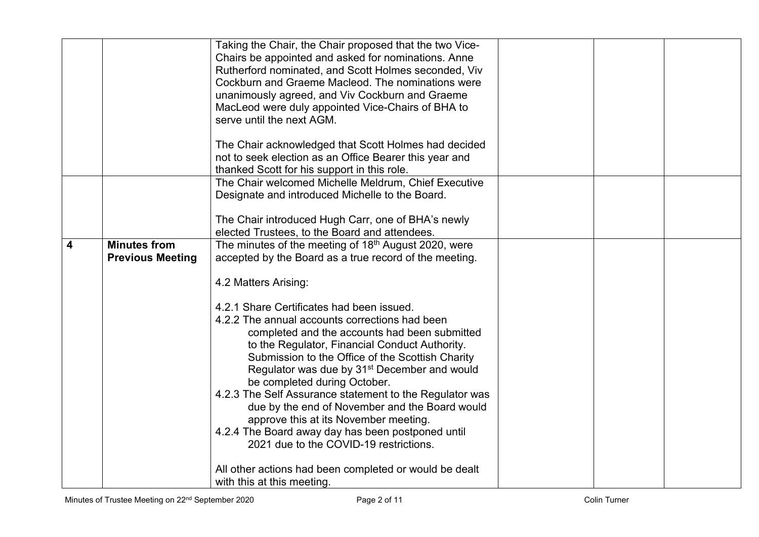| | | | | | |
|---|---|---|---|---|---|
| | | Taking the Chair, the Chair proposed that the two Vice-Chairs be appointed and asked for nominations. Anne Rutherford nominated, and Scott Holmes seconded, Viv Cockburn and Graeme Macleod. The nominations were unanimously agreed, and Viv Cockburn and Graeme MacLeod were duly appointed Vice-Chairs of BHA to serve until the next AGM.<br><br>The Chair acknowledged that Scott Holmes had decided not to seek election as an Office Bearer this year and thanked Scott for his support in this role. | | | |
| | | The Chair welcomed Michelle Meldrum, Chief Executive Designate and introduced Michelle to the Board.<br><br>The Chair introduced Hugh Carr, one of BHA's newly elected Trustees, to the Board and attendees. | | | |
| **4** | **Minutes from Previous Meeting** | The minutes of the meeting of 18th August 2020, were accepted by the Board as a true record of the meeting.<br><br>4.2 Matters Arising:<br><br>4.2.1 Share Certificates had been issued.<br>4.2.2 The annual accounts corrections had been completed and the accounts had been submitted to the Regulator, Financial Conduct Authority. Submission to the Office of the Scottish Charity Regulator was due by 31st December and would be completed during October.<br>4.2.3 The Self Assurance statement to the Regulator was due by the end of November and the Board would approve this at its November meeting.<br>4.2.4 The Board away day has been postponed until 2021 due to the COVID-19 restrictions.<br><br>All other actions had been completed or would be dealt with this at this meeting. | | | |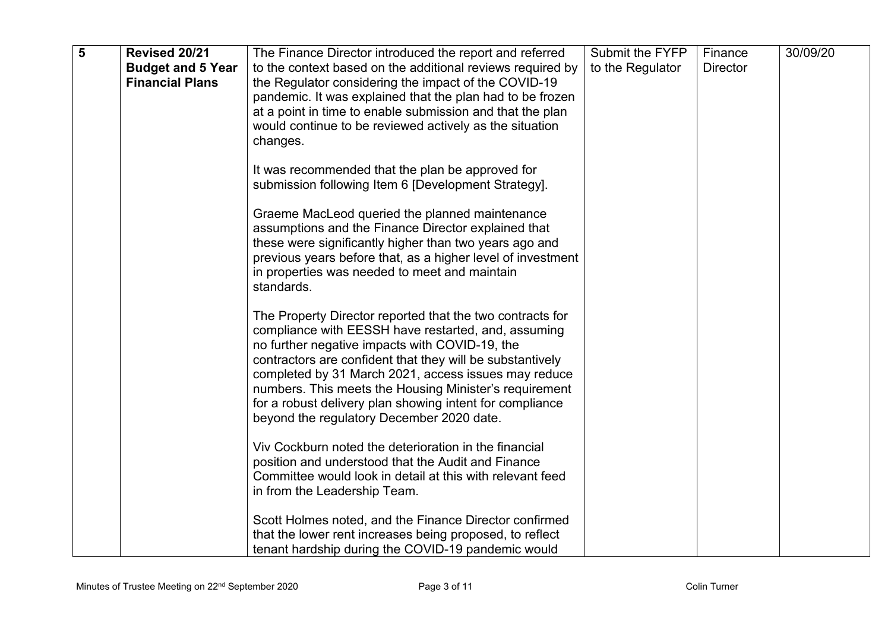| 5 | **Revised 20/21 Budget and 5 Year Financial Plans** | The Finance Director introduced the report and referred to the context based on the additional reviews required by the Regulator considering the impact of the COVID-19 pandemic. It was explained that the plan had to be frozen at a point in time to enable submission and that the plan would continue to be reviewed actively as the situation changes.<br><br>It was recommended that the plan be approved for submission following Item 6 [Development Strategy].<br><br>Graeme MacLeod queried the planned maintenance assumptions and the Finance Director explained that these were significantly higher than two years ago and previous years before that, as a higher level of investment in properties was needed to meet and maintain standards.<br><br>The Property Director reported that the two contracts for compliance with EESSH have restarted, and, assuming no further negative impacts with COVID-19, the contractors are confident that they will be substantively completed by 31 March 2021, access issues may reduce numbers. This meets the Housing Minister's requirement for a robust delivery plan showing intent for compliance beyond the regulatory December 2020 date.<br><br>Viv Cockburn noted the deterioration in the financial position and understood that the Audit and Finance Committee would look in detail at this with relevant feed in from the Leadership Team.<br><br>Scott Holmes noted, and the Finance Director confirmed that the lower rent increases being proposed, to reflect tenant hardship during the COVID-19 pandemic would | Submit the FYFP to the Regulator | Finance Director | 30/09/20 |
|---|---|---|---|---|---|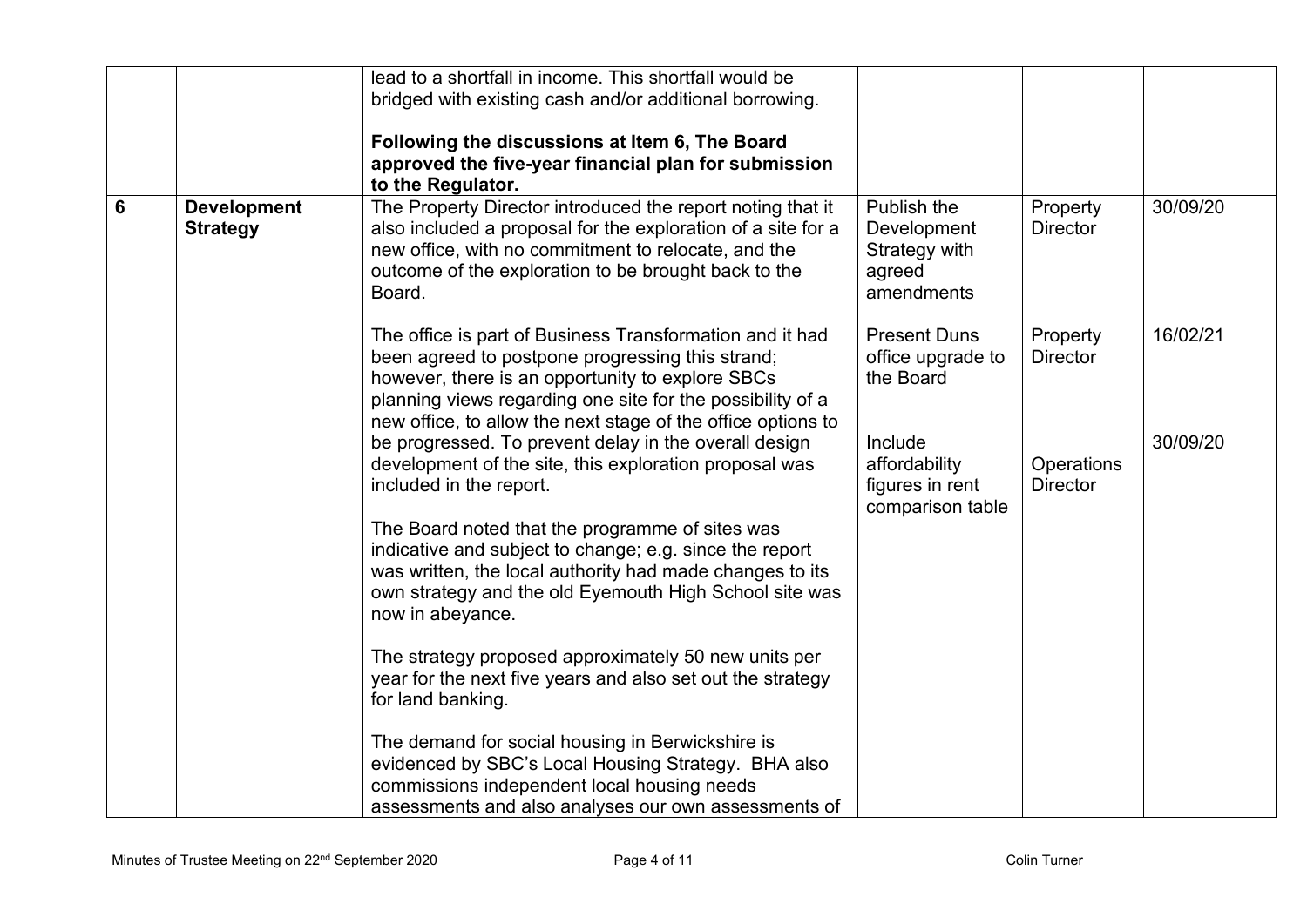| | | | | | |
|---|---|---|---|---|---|
| | | lead to a shortfall in income. This shortfall would be bridged with existing cash and/or additional borrowing.<br><br>**Following the discussions at Item 6, The Board approved the five-year financial plan for submission to the Regulator.** | | | |
| **6** | **Development Strategy** | The Property Director introduced the report noting that it also included a proposal for the exploration of a site for a new office, with no commitment to relocate, and the outcome of the exploration to be brought back to the Board.<br><br>The office is part of Business Transformation and it had been agreed to postpone progressing this strand; however, there is an opportunity to explore SBCs planning views regarding one site for the possibility of a new office, to allow the next stage of the office options to be progressed. To prevent delay in the overall design development of the site, this exploration proposal was included in the report.<br><br>The Board noted that the programme of sites was indicative and subject to change; e.g. since the report was written, the local authority had made changes to its own strategy and the old Eyemouth High School site was now in abeyance.<br><br>The strategy proposed approximately 50 new units per year for the next five years and also set out the strategy for land banking.<br><br>The demand for social housing in Berwickshire is evidenced by SBC's Local Housing Strategy. BHA also commissions independent local housing needs assessments and also analyses our own assessments of | Publish the Development Strategy with agreed amendments<br><br>Present Duns office upgrade to the Board<br><br>Include affordability figures in rent comparison table | Property Director<br><br>Property Director<br><br>Operations Director | 30/09/20<br><br>16/02/21<br><br>30/09/20 |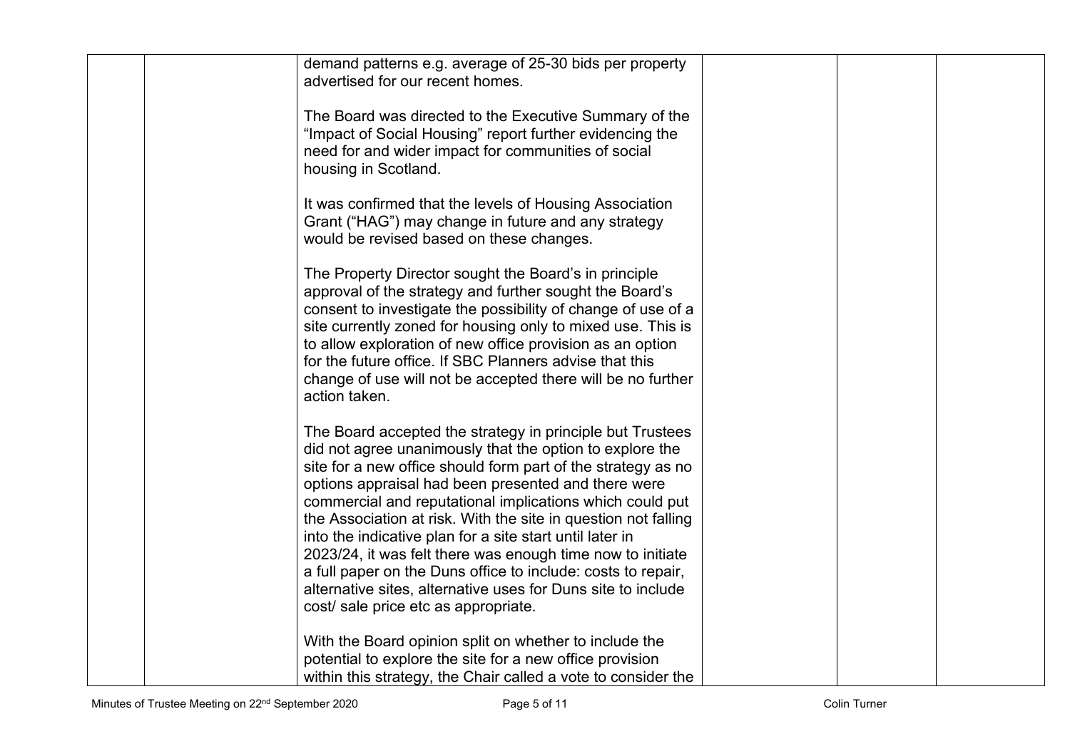| | | | | | |
|---|---|---|---|---|---|
| | | demand patterns e.g. average of 25-30 bids per property advertised for our recent homes.<br><br>The Board was directed to the Executive Summary of the "Impact of Social Housing" report further evidencing the need for and wider impact for communities of social housing in Scotland.<br><br>It was confirmed that the levels of Housing Association Grant ("HAG") may change in future and any strategy would be revised based on these changes.<br><br>The Property Director sought the Board's in principle approval of the strategy and further sought the Board's consent to investigate the possibility of change of use of a site currently zoned for housing only to mixed use. This is to allow exploration of new office provision as an option for the future office. If SBC Planners advise that this change of use will not be accepted there will be no further action taken.<br><br>The Board accepted the strategy in principle but Trustees did not agree unanimously that the option to explore the site for a new office should form part of the strategy as no options appraisal had been presented and there were commercial and reputational implications which could put the Association at risk. With the site in question not falling into the indicative plan for a site start until later in 2023/24, it was felt there was enough time now to initiate a full paper on the Duns office to include: costs to repair, alternative sites, alternative uses for Duns site to include cost/ sale price etc as appropriate.<br><br>With the Board opinion split on whether to include the potential to explore the site for a new office provision within this strategy, the Chair called a vote to consider the | | | |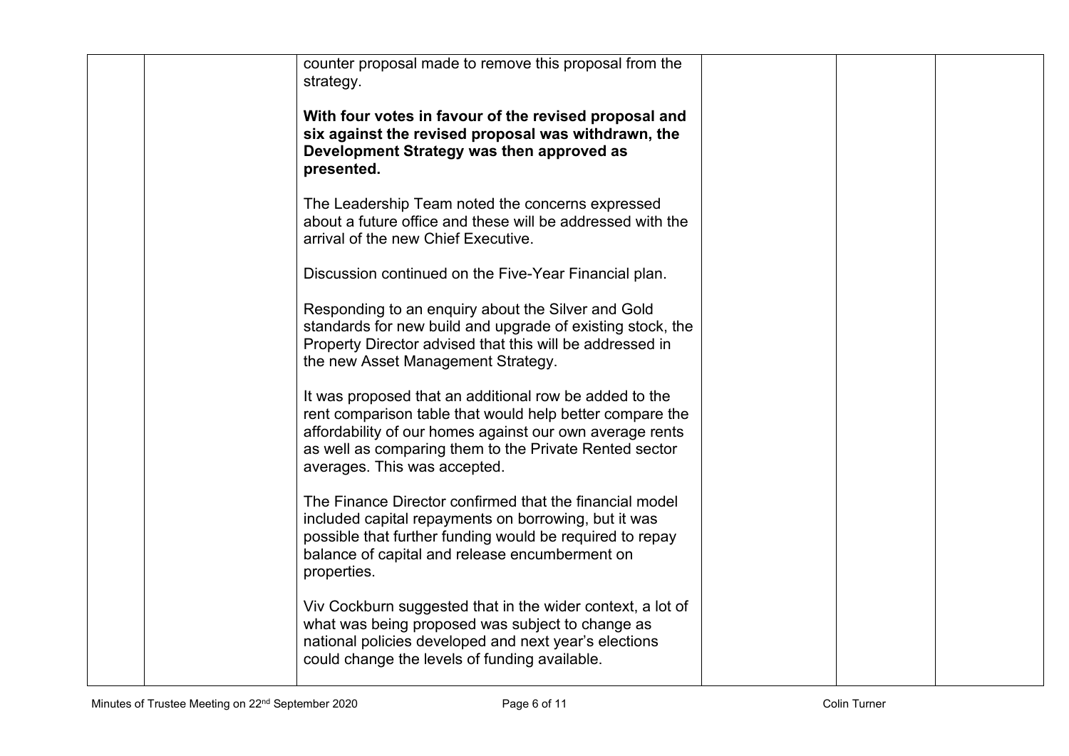| | | | | | |
|---|---|---|---|---|---|
| | | counter proposal made to remove this proposal from the strategy.<br><br>**With four votes in favour of the revised proposal and six against the revised proposal was withdrawn, the Development Strategy was then approved as presented.**<br><br>The Leadership Team noted the concerns expressed about a future office and these will be addressed with the arrival of the new Chief Executive.<br><br>Discussion continued on the Five-Year Financial plan.<br><br>Responding to an enquiry about the Silver and Gold standards for new build and upgrade of existing stock, the Property Director advised that this will be addressed in the new Asset Management Strategy.<br><br>It was proposed that an additional row be added to the rent comparison table that would help better compare the affordability of our homes against our own average rents as well as comparing them to the Private Rented sector averages. This was accepted.<br><br>The Finance Director confirmed that the financial model included capital repayments on borrowing, but it was possible that further funding would be required to repay balance of capital and release encumberment on properties.<br><br>Viv Cockburn suggested that in the wider context, a lot of what was being proposed was subject to change as national policies developed and next year's elections could change the levels of funding available. | | | |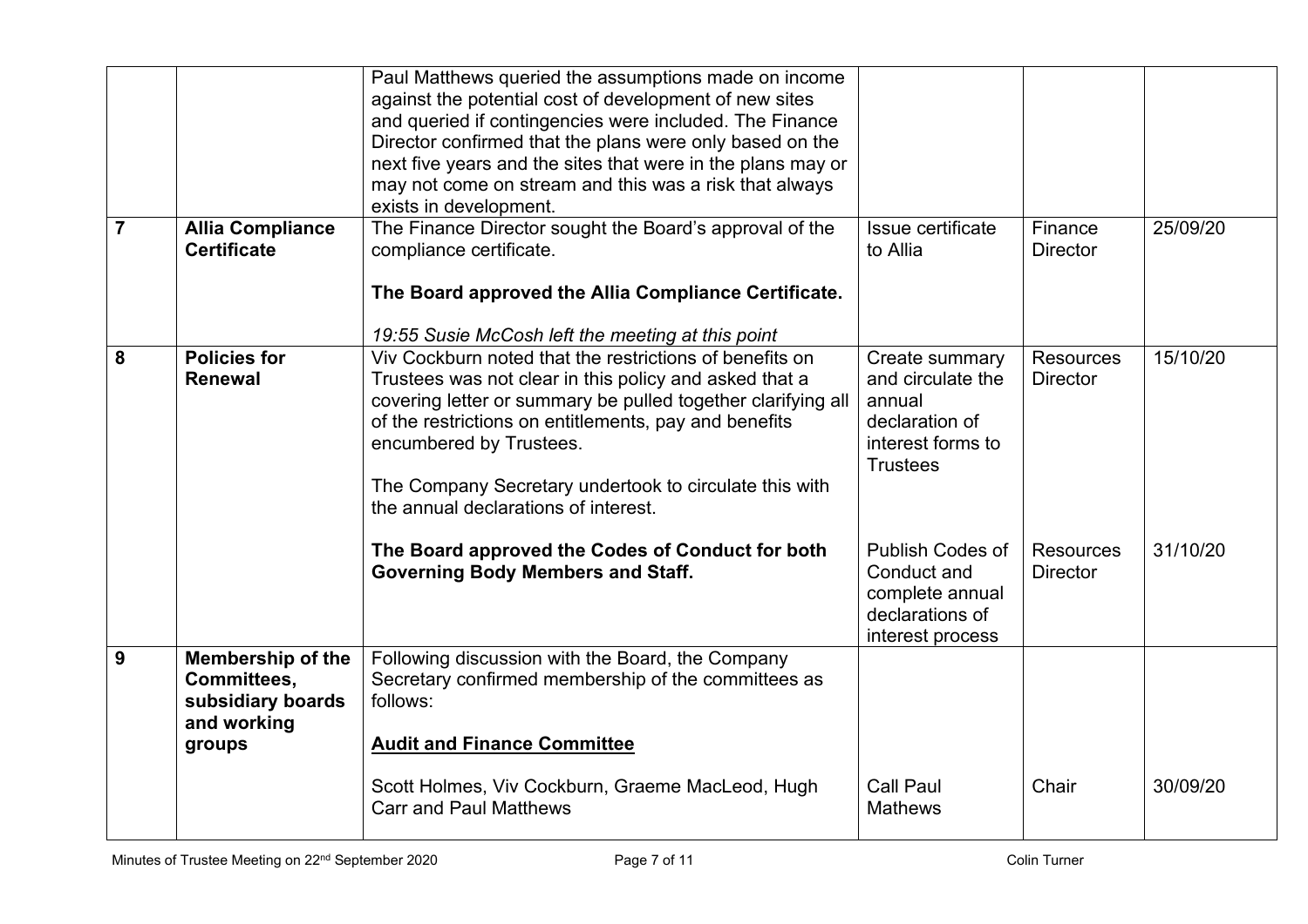| | | | | | |
|---|---|---|---|---|---|
| | | Paul Matthews queried the assumptions made on income against the potential cost of development of new sites and queried if contingencies were included. The Finance Director confirmed that the plans were only based on the next five years and the sites that were in the plans may or may not come on stream and this was a risk that always exists in development. | | | |
| **7** | **Allia Compliance Certificate** | The Finance Director sought the Board's approval of the compliance certificate.<br><br>**The Board approved the Allia Compliance Certificate.**<br><br>*19:55 Susie McCosh left the meeting at this point* | Issue certificate to Allia | Finance Director | 25/09/20 |
| **8** | **Policies for Renewal** | Viv Cockburn noted that the restrictions of benefits on Trustees was not clear in this policy and asked that a covering letter or summary be pulled together clarifying all of the restrictions on entitlements, pay and benefits encumbered by Trustees.<br><br>The Company Secretary undertook to circulate this with the annual declarations of interest. | Create summary and circulate the annual declaration of interest forms to Trustees | Resources Director | 15/10/20 |
| | | **The Board approved the Codes of Conduct for both Governing Body Members and Staff.** | Publish Codes of Conduct and complete annual declarations of interest process | Resources Director | 31/10/20 |
| **9** | **Membership of the Committees, subsidiary boards and working groups** | Following discussion with the Board, the Company Secretary confirmed membership of the committees as follows:<br><br>**<u>Audit and Finance Committee</u>** | | | |
| | | Scott Holmes, Viv Cockburn, Graeme MacLeod, Hugh Carr and Paul Matthews | Call Paul Mathews | Chair | 30/09/20 |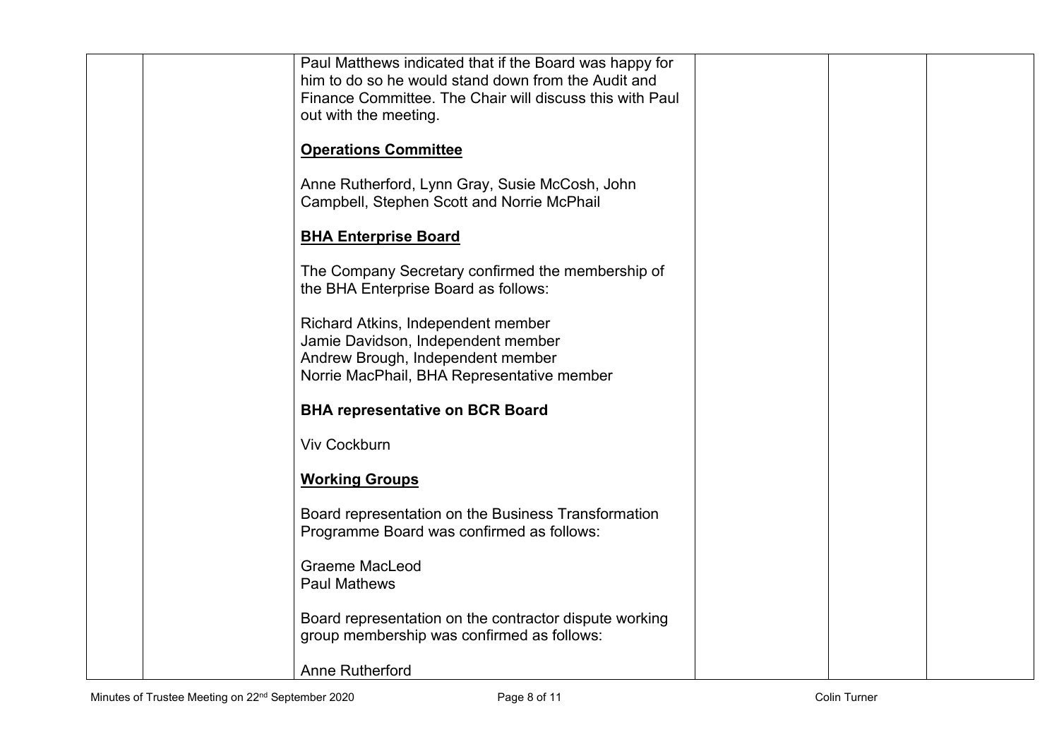| | | | | | |
|---|---|---|---|---|---|
| | | Paul Matthews indicated that if the Board was happy for him to do so he would stand down from the Audit and Finance Committee. The Chair will discuss this with Paul out with the meeting.<br><br>**<u>Operations Committee</u>**<br><br>Anne Rutherford, Lynn Gray, Susie McCosh, John Campbell, Stephen Scott and Norrie McPhail<br><br>**<u>BHA Enterprise Board</u>**<br><br>The Company Secretary confirmed the membership of the BHA Enterprise Board as follows:<br><br>Richard Atkins, Independent member<br>Jamie Davidson, Independent member<br>Andrew Brough, Independent member<br>Norrie MacPhail, BHA Representative member<br><br>**BHA representative on BCR Board**<br><br>Viv Cockburn<br><br>**<u>Working Groups</u>**<br><br>Board representation on the Business Transformation Programme Board was confirmed as follows:<br><br>Graeme MacLeod<br>Paul Mathews<br><br>Board representation on the contractor dispute working group membership was confirmed as follows:<br><br>Anne Rutherford | | | |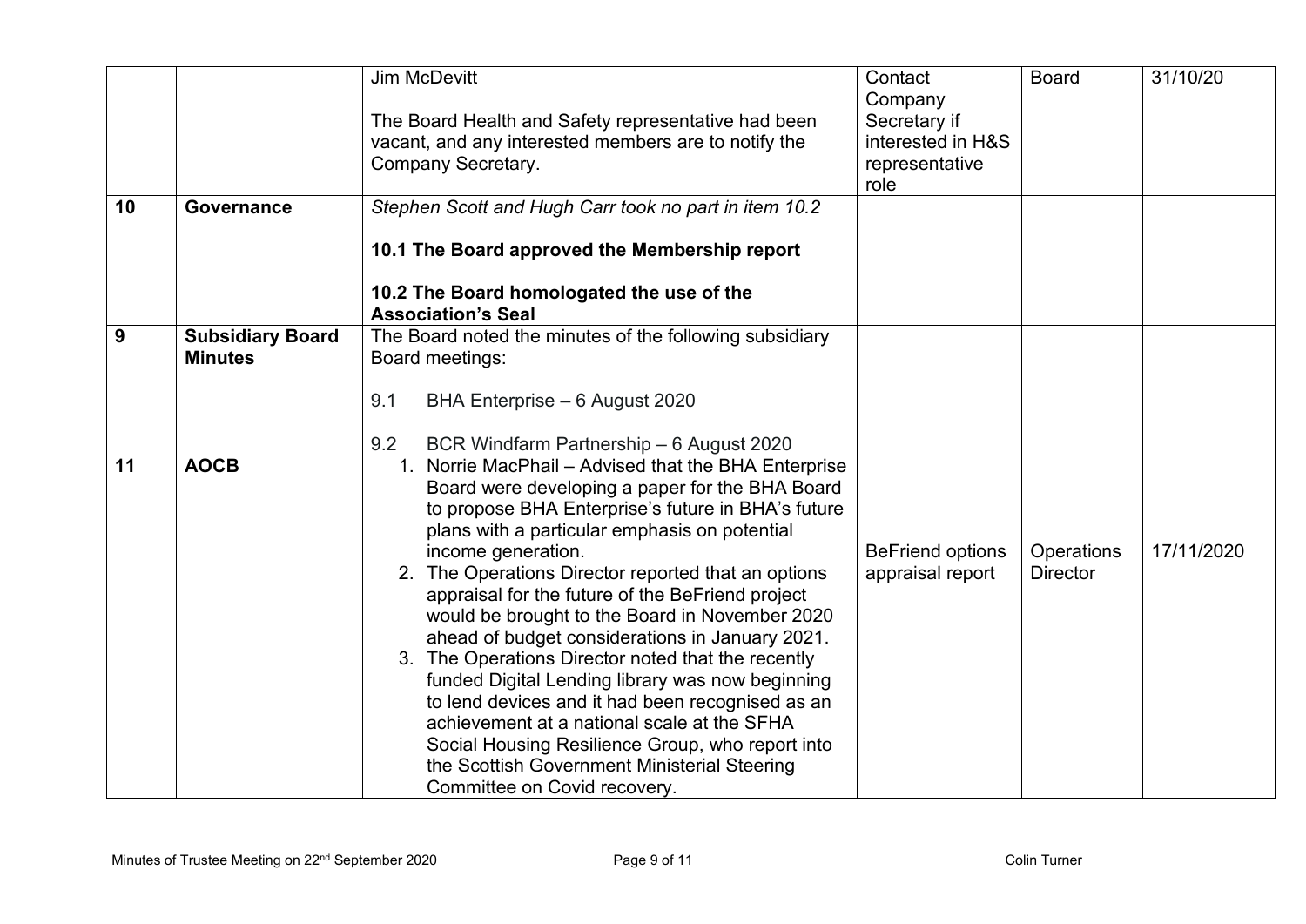| | | | | | |
|---|---|---|---|---|---|
| | | Jim McDevitt<br><br>The Board Health and Safety representative had been vacant, and any interested members are to notify the Company Secretary. | Contact Company Secretary if interested in H&S representative role | Board | 31/10/20 |
| **10** | **Governance** | *Stephen Scott and Hugh Carr took no part in item 10.2*<br><br>**10.1 The Board approved the Membership report**<br><br>**10.2 The Board homologated the use of the Association's Seal** | | | |
| **9** | **Subsidiary Board Minutes** | The Board noted the minutes of the following subsidiary Board meetings:<br><br>9.1 BHA Enterprise – 6 August 2020<br><br>9.2 BCR Windfarm Partnership – 6 August 2020 | | | |
| **11** | **AOCB** | 1. Norrie MacPhail – Advised that the BHA Enterprise Board were developing a paper for the BHA Board to propose BHA Enterprise's future in BHA's future plans with a particular emphasis on potential income generation.<br>2. The Operations Director reported that an options appraisal for the future of the BeFriend project would be brought to the Board in November 2020 ahead of budget considerations in January 2021.<br>3. The Operations Director noted that the recently funded Digital Lending library was now beginning to lend devices and it had been recognised as an achievement at a national scale at the SFHA Social Housing Resilience Group, who report into the Scottish Government Ministerial Steering Committee on Covid recovery. | BeFriend options appraisal report | Operations Director | 17/11/2020 |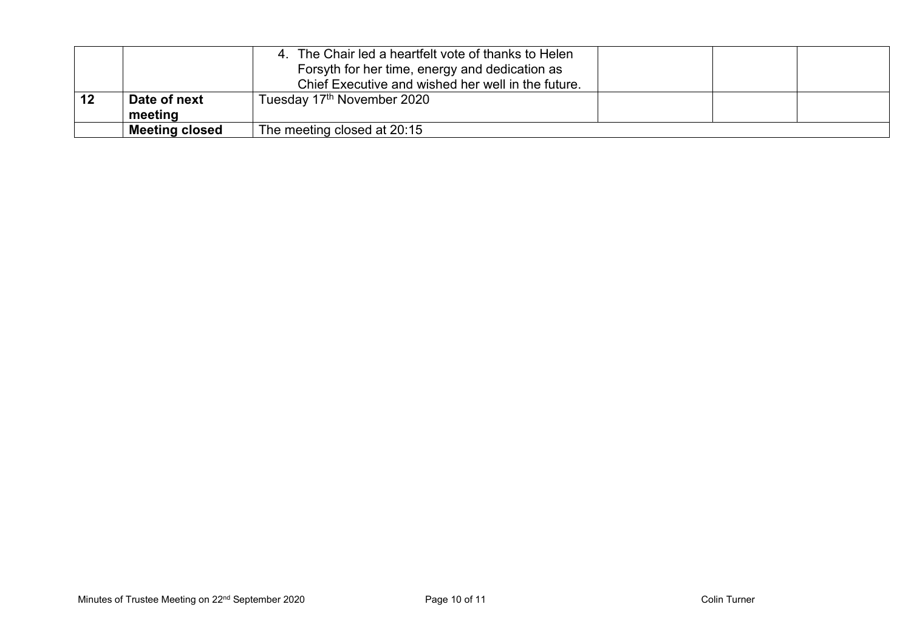| | | | | | |
|---|---|---|---|---|---|
| | | 4. The Chair led a heartfelt vote of thanks to Helen Forsyth for her time, energy and dedication as Chief Executive and wished her well in the future. | | | |
| **12** | **Date of next meeting** | Tuesday 17th November 2020 | | | |
| | **Meeting closed** | The meeting closed at 20:15 | | | |